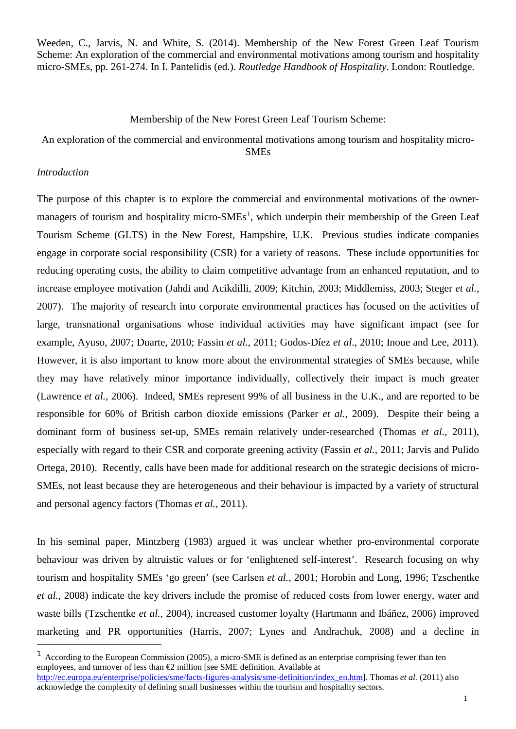Weeden, C., Jarvis, N. and White, S. (2014). Membership of the New Forest Green Leaf Tourism Scheme: An exploration of the commercial and environmental motivations among tourism and hospitality micro-SMEs, pp. 261-274. In I. Pantelidis (ed.). *Routledge Handbook of Hospitality*. London: Routledge.

# Membership of the New Forest Green Leaf Tourism Scheme:

# An exploration of the commercial and environmental motivations among tourism and hospitality micro-SMEs

## *Introduction*

The purpose of this chapter is to explore the commercial and environmental motivations of the owner-managers of tourism and hospitality micro-SMEs[1], which underpin their membership of the Green Leaf Tourism Scheme (GLTS) in the New Forest, Hampshire, U.K. Previous studies indicate companies engage in corporate social responsibility (CSR) for a variety of reasons. These include opportunities for reducing operating costs, the ability to claim competitive advantage from an enhanced reputation, and to increase employee motivation (Jahdi and Acikdilli, 2009; Kitchin, 2003; Middlemiss, 2003; Steger *et al.*, 2007). The majority of research into corporate environmental practices has focused on the activities of large, transnational organisations whose individual activities may have significant impact (see for example, Ayuso, 2007; Duarte, 2010; Fassin *et al.*, 2011; Godos-Díez *et al.*, 2010; Inoue and Lee, 2011). However, it is also important to know more about the environmental strategies of SMEs because, while they may have relatively minor importance individually, collectively their impact is much greater (Lawrence *et al.*, 2006). Indeed, SMEs represent 99% of all business in the U.K., and are reported to be responsible for 60% of British carbon dioxide emissions (Parker *et al.*, 2009). Despite their being a dominant form of business set-up, SMEs remain relatively under-researched (Thomas *et al.*, 2011), especially with regard to their CSR and corporate greening activity (Fassin *et al.*, 2011; Jarvis and Pulido Ortega, 2010). Recently, calls have been made for additional research on the strategic decisions of micro-SMEs, not least because they are heterogeneous and their behaviour is impacted by a variety of structural and personal agency factors (Thomas *et al.*, 2011).

In his seminal paper, Mintzberg (1983) argued it was unclear whether pro-environmental corporate behaviour was driven by altruistic values or for 'enlightened self-interest'. Research focusing on why tourism and hospitality SMEs 'go green' (see Carlsen *et al.*, 2001; Horobin and Long, 1996; Tzschentke *et al.*, 2008) indicate the key drivers include the promise of reduced costs from lower energy, water and waste bills (Tzschentke *et al.*, 2004), increased customer loyalty (Hartmann and Ibáñez, 2006) improved marketing and PR opportunities (Harris, 2007; Lynes and Andrachuk, 2008) and a decline in

[1] According to the European Commission (2005), a micro-SME is defined as an enterprise comprising fewer than ten employees, and turnover of less than €2 million [see SME definition. Available at http://ec.europa.eu/enterprise/policies/sme/facts-figures-analysis/sme-definition/index_en.htm]. Thomas *et al.* (2011) also acknowledge the complexity of defining small businesses within the tourism and hospitality sectors.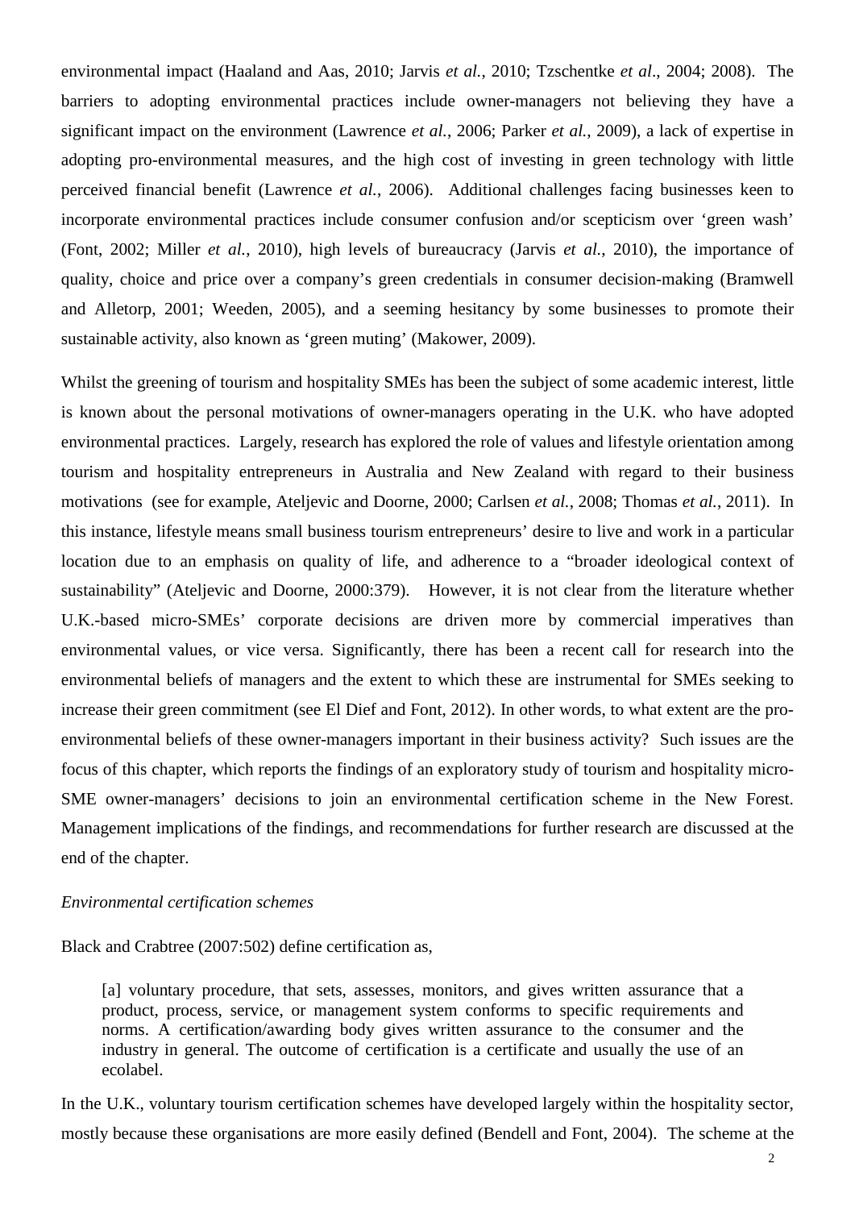environmental impact (Haaland and Aas, 2010; Jarvis *et al.*, 2010; Tzschentke *et al*., 2004; 2008). The barriers to adopting environmental practices include owner-managers not believing they have a significant impact on the environment (Lawrence *et al.*, 2006; Parker *et al.*, 2009), a lack of expertise in adopting pro-environmental measures, and the high cost of investing in green technology with little perceived financial benefit (Lawrence *et al.*, 2006). Additional challenges facing businesses keen to incorporate environmental practices include consumer confusion and/or scepticism over 'green wash' (Font, 2002; Miller *et al.*, 2010), high levels of bureaucracy (Jarvis *et al.*, 2010), the importance of quality, choice and price over a company's green credentials in consumer decision-making (Bramwell and Alletorp, 2001; Weeden, 2005), and a seeming hesitancy by some businesses to promote their sustainable activity, also known as 'green muting' (Makower, 2009).

Whilst the greening of tourism and hospitality SMEs has been the subject of some academic interest, little is known about the personal motivations of owner-managers operating in the U.K. who have adopted environmental practices. Largely, research has explored the role of values and lifestyle orientation among tourism and hospitality entrepreneurs in Australia and New Zealand with regard to their business motivations (see for example, Ateljevic and Doorne, 2000; Carlsen *et al.*, 2008; Thomas *et al.*, 2011). In this instance, lifestyle means small business tourism entrepreneurs' desire to live and work in a particular location due to an emphasis on quality of life, and adherence to a "broader ideological context of sustainability" (Ateljevic and Doorne, 2000:379). However, it is not clear from the literature whether U.K.-based micro-SMEs' corporate decisions are driven more by commercial imperatives than environmental values, or vice versa. Significantly, there has been a recent call for research into the environmental beliefs of managers and the extent to which these are instrumental for SMEs seeking to increase their green commitment (see El Dief and Font, 2012). In other words, to what extent are the pro-environmental beliefs of these owner-managers important in their business activity? Such issues are the focus of this chapter, which reports the findings of an exploratory study of tourism and hospitality micro-SME owner-managers' decisions to join an environmental certification scheme in the New Forest. Management implications of the findings, and recommendations for further research are discussed at the end of the chapter.

*Environmental certification schemes*

Black and Crabtree (2007:502) define certification as,

> [a] voluntary procedure, that sets, assesses, monitors, and gives written assurance that a product, process, service, or management system conforms to specific requirements and norms. A certification/awarding body gives written assurance to the consumer and the industry in general. The outcome of certification is a certificate and usually the use of an ecolabel.

In the U.K., voluntary tourism certification schemes have developed largely within the hospitality sector, mostly because these organisations are more easily defined (Bendell and Font, 2004). The scheme at the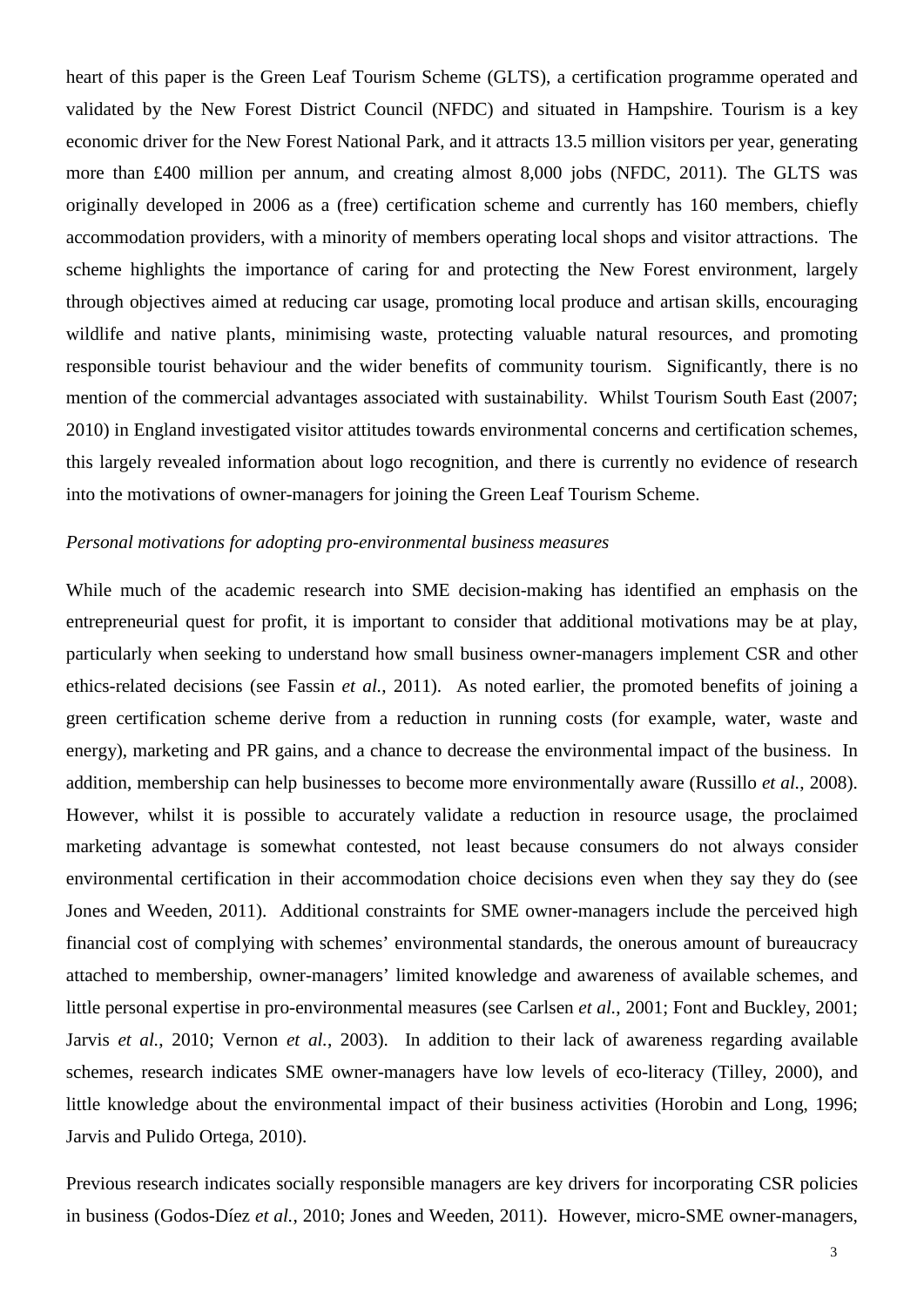heart of this paper is the Green Leaf Tourism Scheme (GLTS), a certification programme operated and validated by the New Forest District Council (NFDC) and situated in Hampshire. Tourism is a key economic driver for the New Forest National Park, and it attracts 13.5 million visitors per year, generating more than £400 million per annum, and creating almost 8,000 jobs (NFDC, 2011). The GLTS was originally developed in 2006 as a (free) certification scheme and currently has 160 members, chiefly accommodation providers, with a minority of members operating local shops and visitor attractions. The scheme highlights the importance of caring for and protecting the New Forest environment, largely through objectives aimed at reducing car usage, promoting local produce and artisan skills, encouraging wildlife and native plants, minimising waste, protecting valuable natural resources, and promoting responsible tourist behaviour and the wider benefits of community tourism. Significantly, there is no mention of the commercial advantages associated with sustainability. Whilst Tourism South East (2007; 2010) in England investigated visitor attitudes towards environmental concerns and certification schemes, this largely revealed information about logo recognition, and there is currently no evidence of research into the motivations of owner-managers for joining the Green Leaf Tourism Scheme.

*Personal motivations for adopting pro-environmental business measures*

While much of the academic research into SME decision-making has identified an emphasis on the entrepreneurial quest for profit, it is important to consider that additional motivations may be at play, particularly when seeking to understand how small business owner-managers implement CSR and other ethics-related decisions (see Fassin *et al.*, 2011). As noted earlier, the promoted benefits of joining a green certification scheme derive from a reduction in running costs (for example, water, waste and energy), marketing and PR gains, and a chance to decrease the environmental impact of the business. In addition, membership can help businesses to become more environmentally aware (Russillo *et al.*, 2008). However, whilst it is possible to accurately validate a reduction in resource usage, the proclaimed marketing advantage is somewhat contested, not least because consumers do not always consider environmental certification in their accommodation choice decisions even when they say they do (see Jones and Weeden, 2011). Additional constraints for SME owner-managers include the perceived high financial cost of complying with schemes' environmental standards, the onerous amount of bureaucracy attached to membership, owner-managers' limited knowledge and awareness of available schemes, and little personal expertise in pro-environmental measures (see Carlsen *et al.*, 2001; Font and Buckley, 2001; Jarvis *et al.*, 2010; Vernon *et al.*, 2003). In addition to their lack of awareness regarding available schemes, research indicates SME owner-managers have low levels of eco-literacy (Tilley, 2000), and little knowledge about the environmental impact of their business activities (Horobin and Long, 1996; Jarvis and Pulido Ortega, 2010).

Previous research indicates socially responsible managers are key drivers for incorporating CSR policies in business (Godos-Díez *et al.*, 2010; Jones and Weeden, 2011). However, micro-SME owner-managers,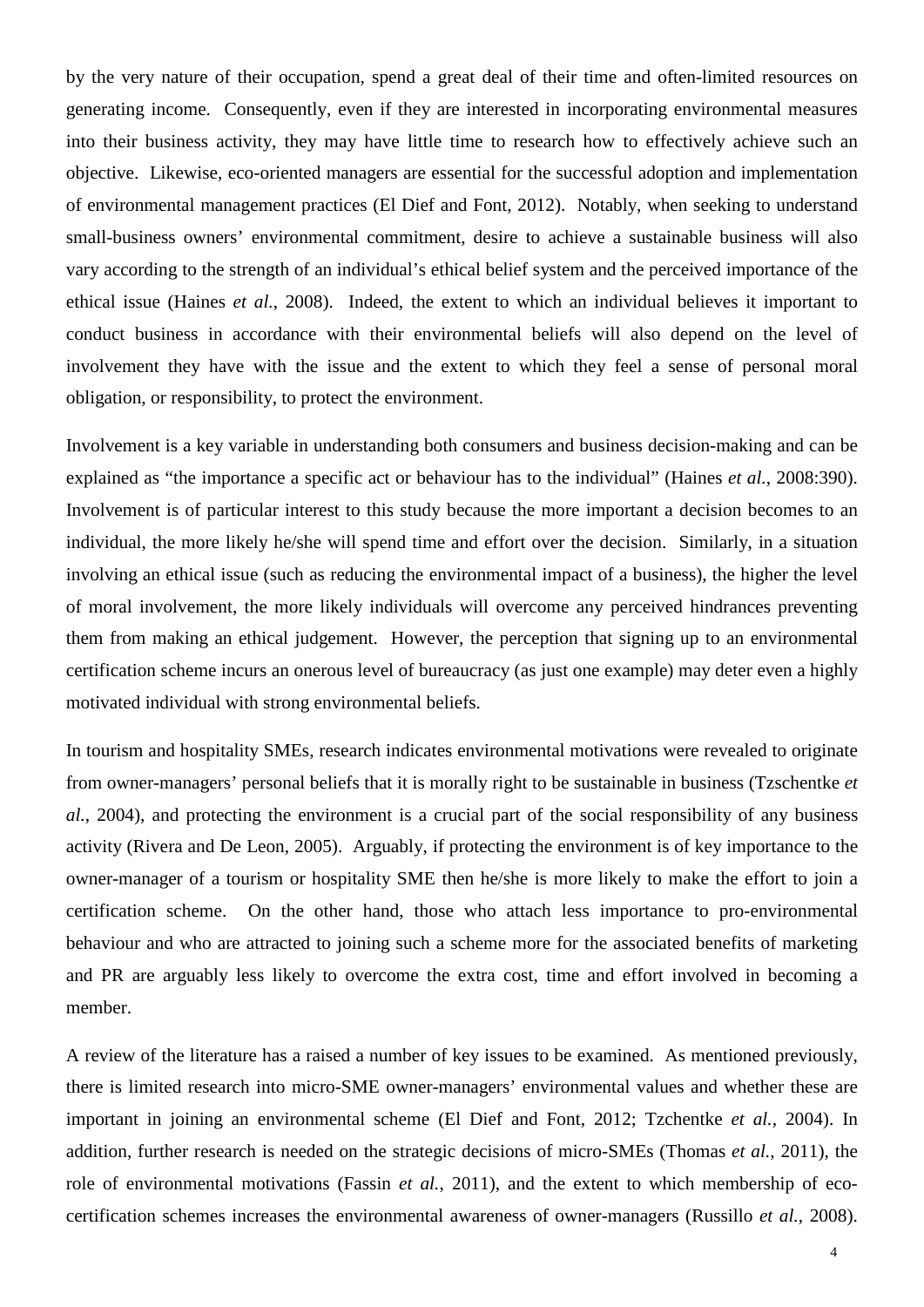by the very nature of their occupation, spend a great deal of their time and often-limited resources on generating income. Consequently, even if they are interested in incorporating environmental measures into their business activity, they may have little time to research how to effectively achieve such an objective. Likewise, eco-oriented managers are essential for the successful adoption and implementation of environmental management practices (El Dief and Font, 2012). Notably, when seeking to understand small-business owners' environmental commitment, desire to achieve a sustainable business will also vary according to the strength of an individual's ethical belief system and the perceived importance of the ethical issue (Haines *et al.*, 2008). Indeed, the extent to which an individual believes it important to conduct business in accordance with their environmental beliefs will also depend on the level of involvement they have with the issue and the extent to which they feel a sense of personal moral obligation, or responsibility, to protect the environment.

Involvement is a key variable in understanding both consumers and business decision-making and can be explained as "the importance a specific act or behaviour has to the individual" (Haines *et al.*, 2008:390). Involvement is of particular interest to this study because the more important a decision becomes to an individual, the more likely he/she will spend time and effort over the decision. Similarly, in a situation involving an ethical issue (such as reducing the environmental impact of a business), the higher the level of moral involvement, the more likely individuals will overcome any perceived hindrances preventing them from making an ethical judgement. However, the perception that signing up to an environmental certification scheme incurs an onerous level of bureaucracy (as just one example) may deter even a highly motivated individual with strong environmental beliefs.

In tourism and hospitality SMEs, research indicates environmental motivations were revealed to originate from owner-managers' personal beliefs that it is morally right to be sustainable in business (Tzschentke *et al.*, 2004), and protecting the environment is a crucial part of the social responsibility of any business activity (Rivera and De Leon, 2005). Arguably, if protecting the environment is of key importance to the owner-manager of a tourism or hospitality SME then he/she is more likely to make the effort to join a certification scheme. On the other hand, those who attach less importance to pro-environmental behaviour and who are attracted to joining such a scheme more for the associated benefits of marketing and PR are arguably less likely to overcome the extra cost, time and effort involved in becoming a member.

A review of the literature has a raised a number of key issues to be examined. As mentioned previously, there is limited research into micro-SME owner-managers' environmental values and whether these are important in joining an environmental scheme (El Dief and Font, 2012; Tzchentke *et al.*, 2004). In addition, further research is needed on the strategic decisions of micro-SMEs (Thomas *et al.*, 2011), the role of environmental motivations (Fassin *et al.*, 2011), and the extent to which membership of eco-certification schemes increases the environmental awareness of owner-managers (Russillo *et al.*, 2008).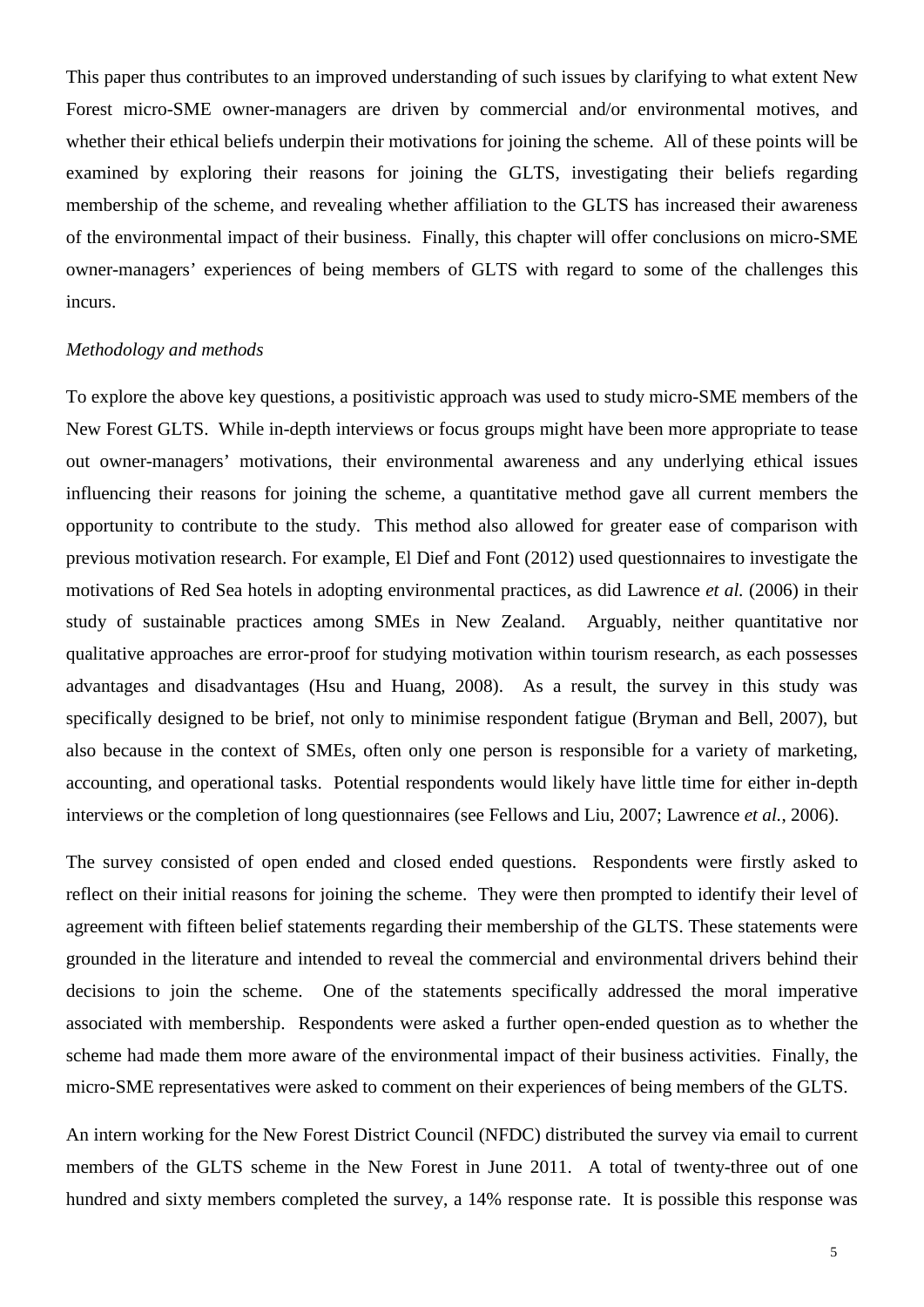This paper thus contributes to an improved understanding of such issues by clarifying to what extent New Forest micro-SME owner-managers are driven by commercial and/or environmental motives, and whether their ethical beliefs underpin their motivations for joining the scheme. All of these points will be examined by exploring their reasons for joining the GLTS, investigating their beliefs regarding membership of the scheme, and revealing whether affiliation to the GLTS has increased their awareness of the environmental impact of their business. Finally, this chapter will offer conclusions on micro-SME owner-managers' experiences of being members of GLTS with regard to some of the challenges this incurs.

*Methodology and methods*

To explore the above key questions, a positivistic approach was used to study micro-SME members of the New Forest GLTS. While in-depth interviews or focus groups might have been more appropriate to tease out owner-managers' motivations, their environmental awareness and any underlying ethical issues influencing their reasons for joining the scheme, a quantitative method gave all current members the opportunity to contribute to the study. This method also allowed for greater ease of comparison with previous motivation research. For example, El Dief and Font (2012) used questionnaires to investigate the motivations of Red Sea hotels in adopting environmental practices, as did Lawrence *et al.* (2006) in their study of sustainable practices among SMEs in New Zealand. Arguably, neither quantitative nor qualitative approaches are error-proof for studying motivation within tourism research, as each possesses advantages and disadvantages (Hsu and Huang, 2008). As a result, the survey in this study was specifically designed to be brief, not only to minimise respondent fatigue (Bryman and Bell, 2007), but also because in the context of SMEs, often only one person is responsible for a variety of marketing, accounting, and operational tasks. Potential respondents would likely have little time for either in-depth interviews or the completion of long questionnaires (see Fellows and Liu, 2007; Lawrence *et al.*, 2006).

The survey consisted of open ended and closed ended questions. Respondents were firstly asked to reflect on their initial reasons for joining the scheme. They were then prompted to identify their level of agreement with fifteen belief statements regarding their membership of the GLTS. These statements were grounded in the literature and intended to reveal the commercial and environmental drivers behind their decisions to join the scheme. One of the statements specifically addressed the moral imperative associated with membership. Respondents were asked a further open-ended question as to whether the scheme had made them more aware of the environmental impact of their business activities. Finally, the micro-SME representatives were asked to comment on their experiences of being members of the GLTS.

An intern working for the New Forest District Council (NFDC) distributed the survey via email to current members of the GLTS scheme in the New Forest in June 2011. A total of twenty-three out of one hundred and sixty members completed the survey, a 14% response rate. It is possible this response was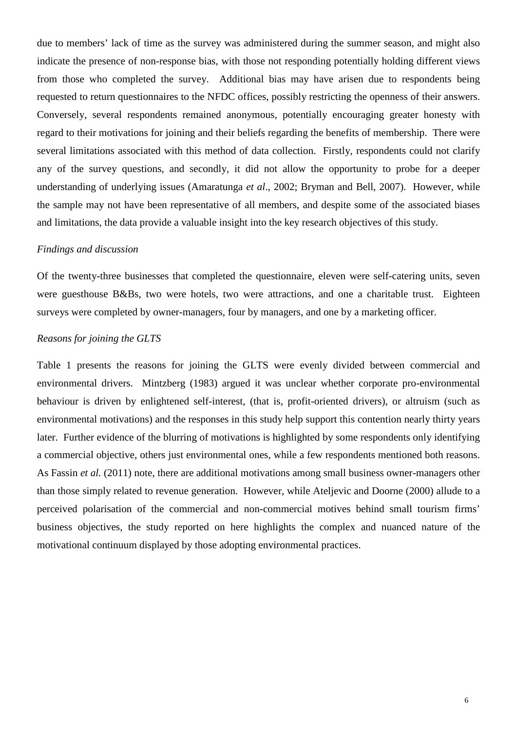due to members' lack of time as the survey was administered during the summer season, and might also indicate the presence of non-response bias, with those not responding potentially holding different views from those who completed the survey. Additional bias may have arisen due to respondents being requested to return questionnaires to the NFDC offices, possibly restricting the openness of their answers. Conversely, several respondents remained anonymous, potentially encouraging greater honesty with regard to their motivations for joining and their beliefs regarding the benefits of membership. There were several limitations associated with this method of data collection. Firstly, respondents could not clarify any of the survey questions, and secondly, it did not allow the opportunity to probe for a deeper understanding of underlying issues (Amaratunga *et al*., 2002; Bryman and Bell, 2007). However, while the sample may not have been representative of all members, and despite some of the associated biases and limitations, the data provide a valuable insight into the key research objectives of this study.

*Findings and discussion*

Of the twenty-three businesses that completed the questionnaire, eleven were self-catering units, seven were guesthouse B&Bs, two were hotels, two were attractions, and one a charitable trust. Eighteen surveys were completed by owner-managers, four by managers, and one by a marketing officer.

*Reasons for joining the GLTS*

Table 1 presents the reasons for joining the GLTS were evenly divided between commercial and environmental drivers. Mintzberg (1983) argued it was unclear whether corporate pro-environmental behaviour is driven by enlightened self-interest, (that is, profit-oriented drivers), or altruism (such as environmental motivations) and the responses in this study help support this contention nearly thirty years later. Further evidence of the blurring of motivations is highlighted by some respondents only identifying a commercial objective, others just environmental ones, while a few respondents mentioned both reasons. As Fassin *et al.* (2011) note, there are additional motivations among small business owner-managers other than those simply related to revenue generation. However, while Ateljevic and Doorne (2000) allude to a perceived polarisation of the commercial and non-commercial motives behind small tourism firms' business objectives, the study reported on here highlights the complex and nuanced nature of the motivational continuum displayed by those adopting environmental practices.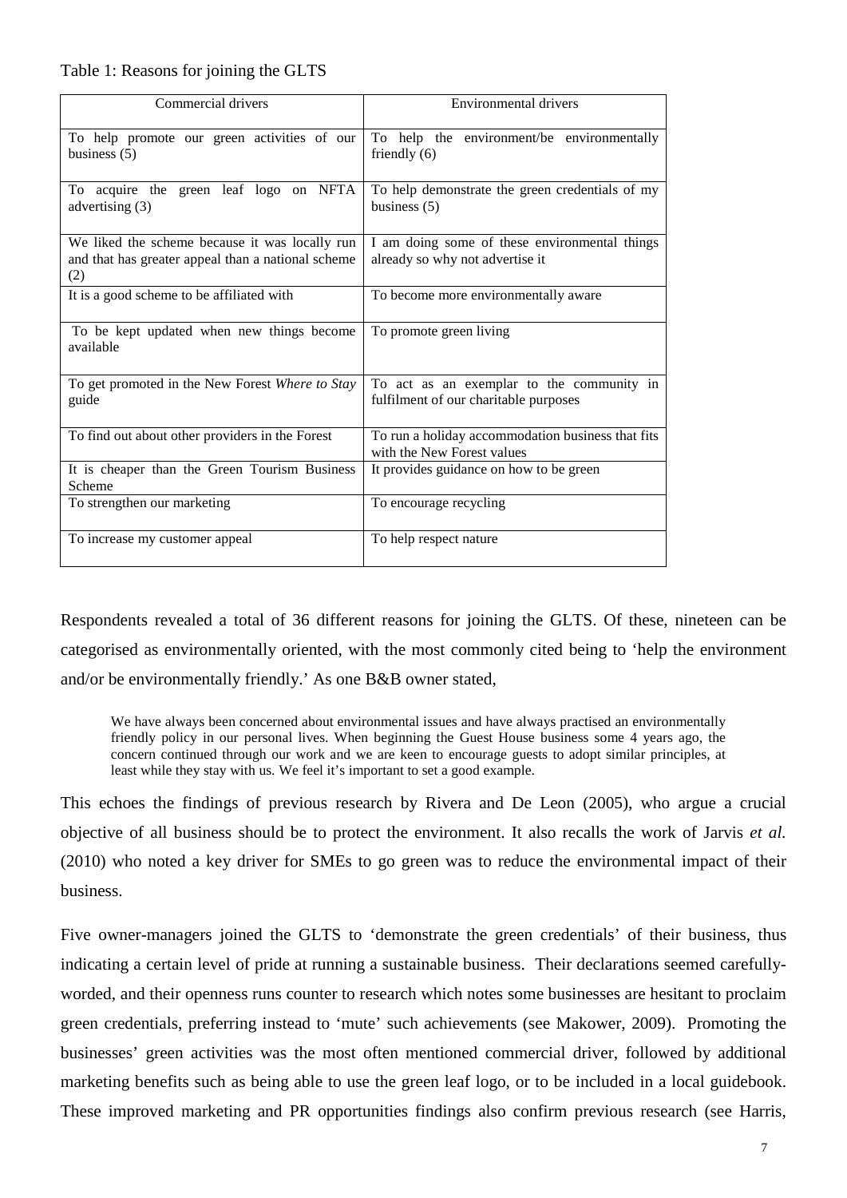Table 1: Reasons for joining the GLTS

| Commercial drivers | Environmental drivers |
| --- | --- |
| To help promote our green activities of our business (5) | To help the environment/be environmentally friendly (6) |
| To acquire the green leaf logo on NFTA advertising (3) | To help demonstrate the green credentials of my business (5) |
| We liked the scheme because it was locally run and that has greater appeal than a national scheme (2) | I am doing some of these environmental things already so why not advertise it |
| It is a good scheme to be affiliated with | To become more environmentally aware |
| To be kept updated when new things become available | To promote green living |
| To get promoted in the New Forest *Where to Stay* guide | To act as an exemplar to the community in fulfilment of our charitable purposes |
| To find out about other providers in the Forest | To run a holiday accommodation business that fits with the New Forest values |
| It is cheaper than the Green Tourism Business Scheme | It provides guidance on how to be green |
| To strengthen our marketing | To encourage recycling |
| To increase my customer appeal | To help respect nature |

Respondents revealed a total of 36 different reasons for joining the GLTS. Of these, nineteen can be categorised as environmentally oriented, with the most commonly cited being to 'help the environment and/or be environmentally friendly.' As one B&B owner stated,

> We have always been concerned about environmental issues and have always practised an environmentally friendly policy in our personal lives. When beginning the Guest House business some 4 years ago, the concern continued through our work and we are keen to encourage guests to adopt similar principles, at least while they stay with us. We feel it's important to set a good example.

This echoes the findings of previous research by Rivera and De Leon (2005), who argue a crucial objective of all business should be to protect the environment. It also recalls the work of Jarvis *et al.* (2010) who noted a key driver for SMEs to go green was to reduce the environmental impact of their business.

Five owner-managers joined the GLTS to 'demonstrate the green credentials' of their business, thus indicating a certain level of pride at running a sustainable business. Their declarations seemed carefully-worded, and their openness runs counter to research which notes some businesses are hesitant to proclaim green credentials, preferring instead to 'mute' such achievements (see Makower, 2009). Promoting the businesses' green activities was the most often mentioned commercial driver, followed by additional marketing benefits such as being able to use the green leaf logo, or to be included in a local guidebook. These improved marketing and PR opportunities findings also confirm previous research (see Harris,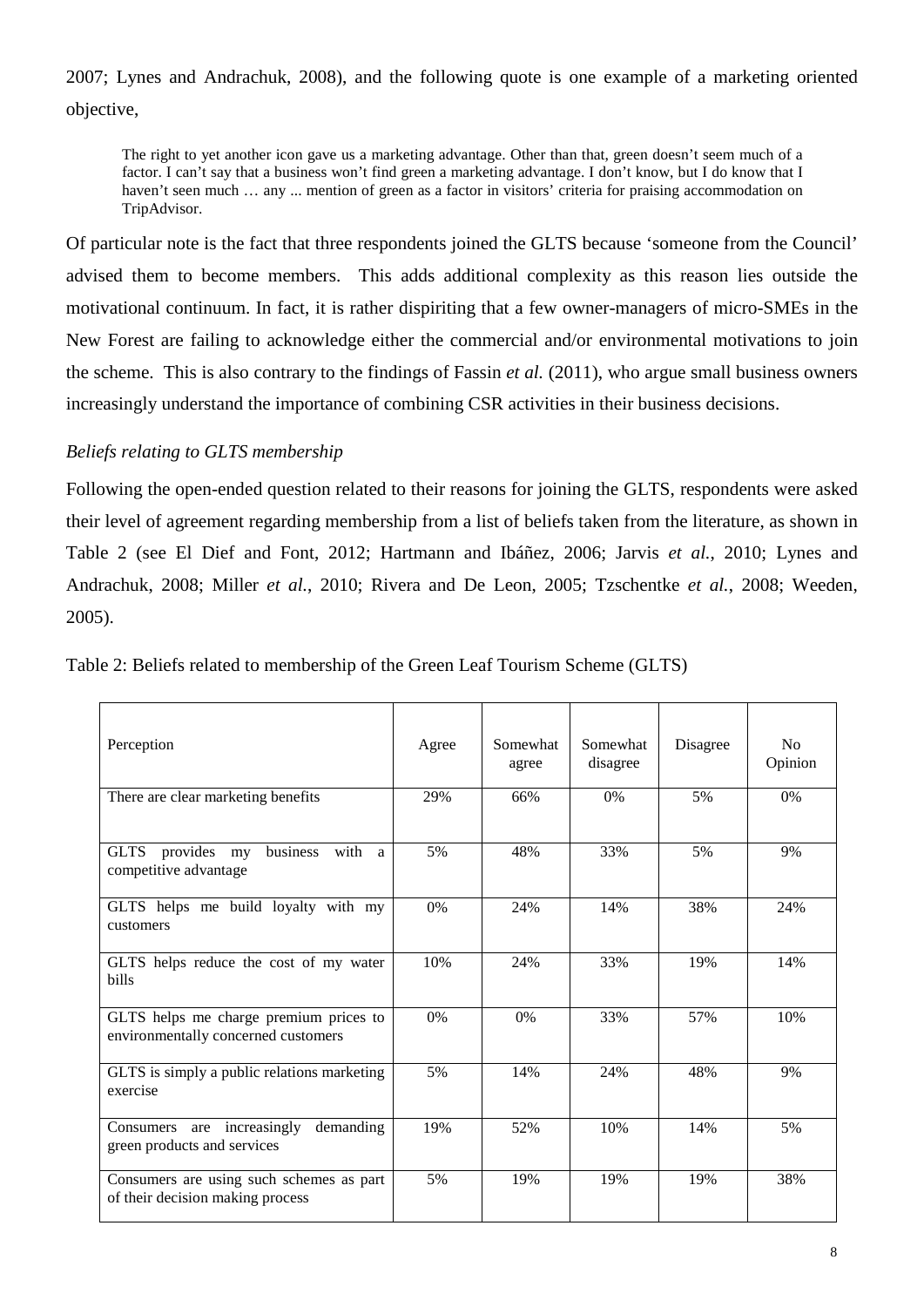2007; Lynes and Andrachuk, 2008), and the following quote is one example of a marketing oriented objective,

> The right to yet another icon gave us a marketing advantage. Other than that, green doesn't seem much of a factor. I can't say that a business won't find green a marketing advantage. I don't know, but I do know that I haven't seen much … any ... mention of green as a factor in visitors' criteria for praising accommodation on TripAdvisor.

Of particular note is the fact that three respondents joined the GLTS because 'someone from the Council' advised them to become members. This adds additional complexity as this reason lies outside the motivational continuum. In fact, it is rather dispiriting that a few owner-managers of micro-SMEs in the New Forest are failing to acknowledge either the commercial and/or environmental motivations to join the scheme. This is also contrary to the findings of Fassin *et al.* (2011), who argue small business owners increasingly understand the importance of combining CSR activities in their business decisions.

*Beliefs relating to GLTS membership*

Following the open-ended question related to their reasons for joining the GLTS, respondents were asked their level of agreement regarding membership from a list of beliefs taken from the literature, as shown in Table 2 (see El Dief and Font, 2012; Hartmann and Ibáñez, 2006; Jarvis *et al.*, 2010; Lynes and Andrachuk, 2008; Miller *et al.*, 2010; Rivera and De Leon, 2005; Tzschentke *et al.*, 2008; Weeden, 2005).

Table 2: Beliefs related to membership of the Green Leaf Tourism Scheme (GLTS)

| Perception | Agree | Somewhat agree | Somewhat disagree | Disagree | No Opinion |
|---|---|---|---|---|---|
| There are clear marketing benefits | 29% | 66% | 0% | 5% | 0% |
| GLTS provides my business with a competitive advantage | 5% | 48% | 33% | 5% | 9% |
| GLTS helps me build loyalty with my customers | 0% | 24% | 14% | 38% | 24% |
| GLTS helps reduce the cost of my water bills | 10% | 24% | 33% | 19% | 14% |
| GLTS helps me charge premium prices to environmentally concerned customers | 0% | 0% | 33% | 57% | 10% |
| GLTS is simply a public relations marketing exercise | 5% | 14% | 24% | 48% | 9% |
| Consumers are increasingly demanding green products and services | 19% | 52% | 10% | 14% | 5% |
| Consumers are using such schemes as part of their decision making process | 5% | 19% | 19% | 19% | 38% |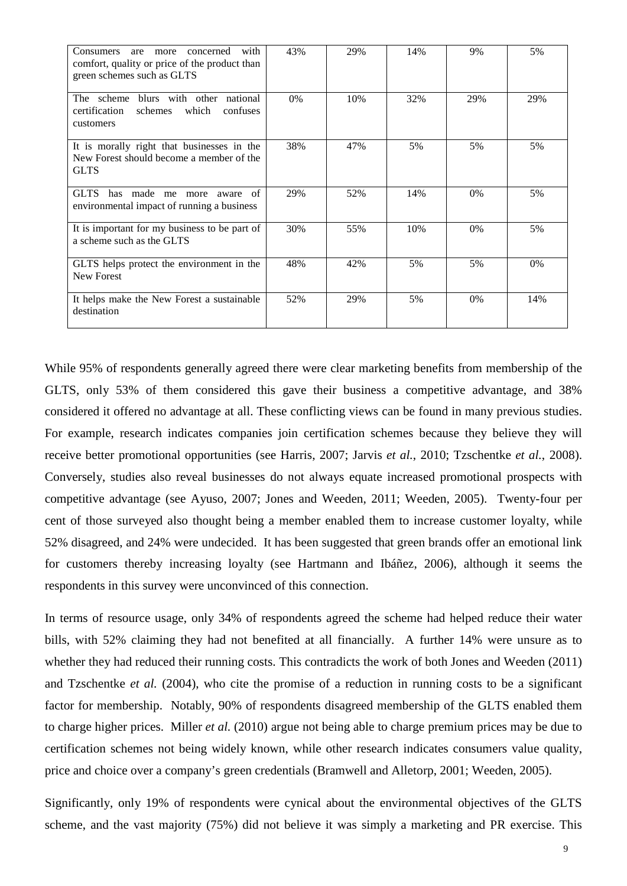| | | | | | |
|---|---|---|---|---|---|
| Consumers are more concerned with comfort, quality or price of the product than green schemes such as GLTS | 43% | 29% | 14% | 9% | 5% |
| The scheme blurs with other national certification schemes which confuses customers | 0% | 10% | 32% | 29% | 29% |
| It is morally right that businesses in the New Forest should become a member of the GLTS | 38% | 47% | 5% | 5% | 5% |
| GLTS has made me more aware of environmental impact of running a business | 29% | 52% | 14% | 0% | 5% |
| It is important for my business to be part of a scheme such as the GLTS | 30% | 55% | 10% | 0% | 5% |
| GLTS helps protect the environment in the New Forest | 48% | 42% | 5% | 5% | 0% |
| It helps make the New Forest a sustainable destination | 52% | 29% | 5% | 0% | 14% |

While 95% of respondents generally agreed there were clear marketing benefits from membership of the GLTS, only 53% of them considered this gave their business a competitive advantage, and 38% considered it offered no advantage at all. These conflicting views can be found in many previous studies. For example, research indicates companies join certification schemes because they believe they will receive better promotional opportunities (see Harris, 2007; Jarvis *et al.*, 2010; Tzschentke *et al.*, 2008). Conversely, studies also reveal businesses do not always equate increased promotional prospects with competitive advantage (see Ayuso, 2007; Jones and Weeden, 2011; Weeden, 2005). Twenty-four per cent of those surveyed also thought being a member enabled them to increase customer loyalty, while 52% disagreed, and 24% were undecided. It has been suggested that green brands offer an emotional link for customers thereby increasing loyalty (see Hartmann and Ibáñez, 2006), although it seems the respondents in this survey were unconvinced of this connection.

In terms of resource usage, only 34% of respondents agreed the scheme had helped reduce their water bills, with 52% claiming they had not benefited at all financially. A further 14% were unsure as to whether they had reduced their running costs. This contradicts the work of both Jones and Weeden (2011) and Tzschentke *et al.* (2004), who cite the promise of a reduction in running costs to be a significant factor for membership. Notably, 90% of respondents disagreed membership of the GLTS enabled them to charge higher prices. Miller *et al.* (2010) argue not being able to charge premium prices may be due to certification schemes not being widely known, while other research indicates consumers value quality, price and choice over a company's green credentials (Bramwell and Alletorp, 2001; Weeden, 2005).

Significantly, only 19% of respondents were cynical about the environmental objectives of the GLTS scheme, and the vast majority (75%) did not believe it was simply a marketing and PR exercise. This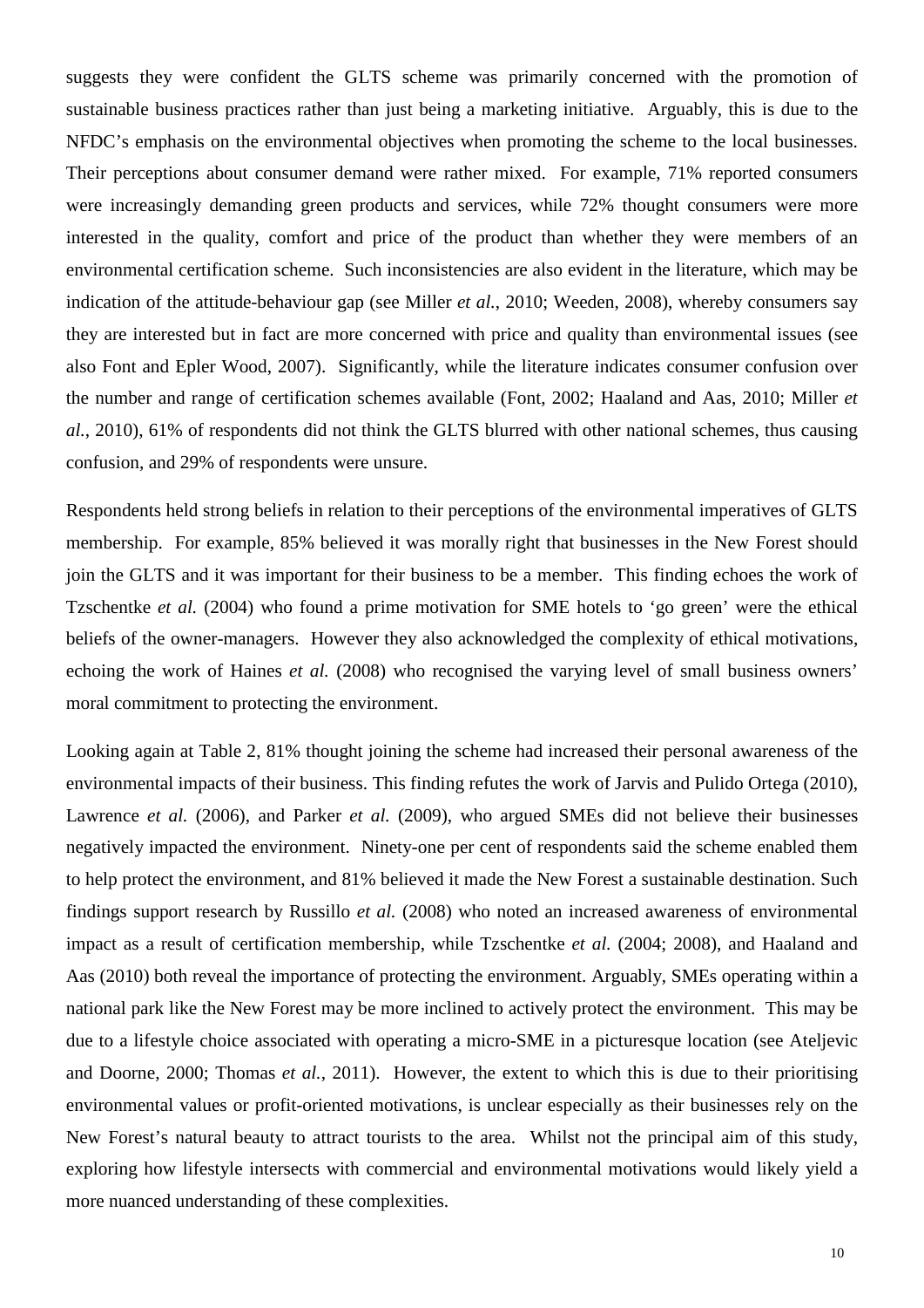suggests they were confident the GLTS scheme was primarily concerned with the promotion of sustainable business practices rather than just being a marketing initiative. Arguably, this is due to the NFDC's emphasis on the environmental objectives when promoting the scheme to the local businesses. Their perceptions about consumer demand were rather mixed. For example, 71% reported consumers were increasingly demanding green products and services, while 72% thought consumers were more interested in the quality, comfort and price of the product than whether they were members of an environmental certification scheme. Such inconsistencies are also evident in the literature, which may be indication of the attitude-behaviour gap (see Miller *et al.*, 2010; Weeden, 2008), whereby consumers say they are interested but in fact are more concerned with price and quality than environmental issues (see also Font and Epler Wood, 2007). Significantly, while the literature indicates consumer confusion over the number and range of certification schemes available (Font, 2002; Haaland and Aas, 2010; Miller *et al.*, 2010), 61% of respondents did not think the GLTS blurred with other national schemes, thus causing confusion, and 29% of respondents were unsure.

Respondents held strong beliefs in relation to their perceptions of the environmental imperatives of GLTS membership. For example, 85% believed it was morally right that businesses in the New Forest should join the GLTS and it was important for their business to be a member. This finding echoes the work of Tzschentke *et al.* (2004) who found a prime motivation for SME hotels to 'go green' were the ethical beliefs of the owner-managers. However they also acknowledged the complexity of ethical motivations, echoing the work of Haines *et al.* (2008) who recognised the varying level of small business owners' moral commitment to protecting the environment.

Looking again at Table 2, 81% thought joining the scheme had increased their personal awareness of the environmental impacts of their business. This finding refutes the work of Jarvis and Pulido Ortega (2010), Lawrence *et al.* (2006), and Parker *et al.* (2009), who argued SMEs did not believe their businesses negatively impacted the environment. Ninety-one per cent of respondents said the scheme enabled them to help protect the environment, and 81% believed it made the New Forest a sustainable destination. Such findings support research by Russillo *et al.* (2008) who noted an increased awareness of environmental impact as a result of certification membership, while Tzschentke *et al.* (2004; 2008), and Haaland and Aas (2010) both reveal the importance of protecting the environment. Arguably, SMEs operating within a national park like the New Forest may be more inclined to actively protect the environment. This may be due to a lifestyle choice associated with operating a micro-SME in a picturesque location (see Ateljevic and Doorne, 2000; Thomas *et al.*, 2011). However, the extent to which this is due to their prioritising environmental values or profit-oriented motivations, is unclear especially as their businesses rely on the New Forest's natural beauty to attract tourists to the area. Whilst not the principal aim of this study, exploring how lifestyle intersects with commercial and environmental motivations would likely yield a more nuanced understanding of these complexities.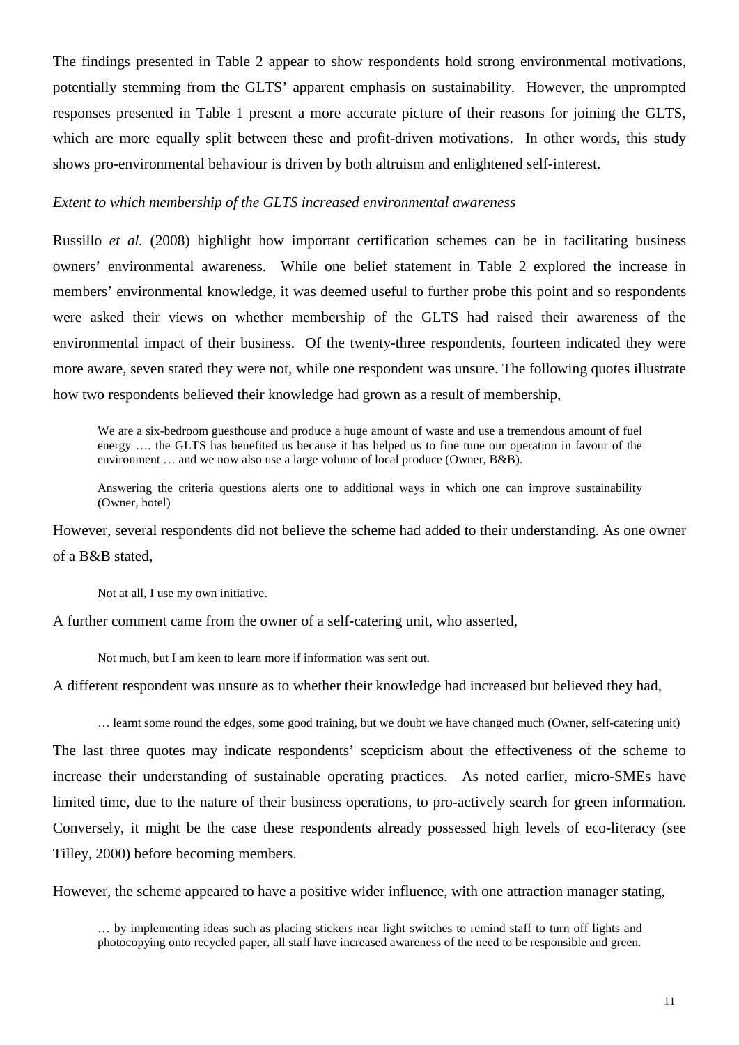The findings presented in Table 2 appear to show respondents hold strong environmental motivations, potentially stemming from the GLTS' apparent emphasis on sustainability. However, the unprompted responses presented in Table 1 present a more accurate picture of their reasons for joining the GLTS, which are more equally split between these and profit-driven motivations. In other words, this study shows pro-environmental behaviour is driven by both altruism and enlightened self-interest.

*Extent to which membership of the GLTS increased environmental awareness*

Russillo *et al.* (2008) highlight how important certification schemes can be in facilitating business owners' environmental awareness. While one belief statement in Table 2 explored the increase in members' environmental knowledge, it was deemed useful to further probe this point and so respondents were asked their views on whether membership of the GLTS had raised their awareness of the environmental impact of their business. Of the twenty-three respondents, fourteen indicated they were more aware, seven stated they were not, while one respondent was unsure. The following quotes illustrate how two respondents believed their knowledge had grown as a result of membership,

> We are a six-bedroom guesthouse and produce a huge amount of waste and use a tremendous amount of fuel energy …. the GLTS has benefited us because it has helped us to fine tune our operation in favour of the environment … and we now also use a large volume of local produce (Owner, B&B).

> Answering the criteria questions alerts one to additional ways in which one can improve sustainability (Owner, hotel)

However, several respondents did not believe the scheme had added to their understanding. As one owner of a B&B stated,

> Not at all, I use my own initiative.

A further comment came from the owner of a self-catering unit, who asserted,

> Not much, but I am keen to learn more if information was sent out.

A different respondent was unsure as to whether their knowledge had increased but believed they had,

> … learnt some round the edges, some good training, but we doubt we have changed much (Owner, self-catering unit)

The last three quotes may indicate respondents' scepticism about the effectiveness of the scheme to increase their understanding of sustainable operating practices. As noted earlier, micro-SMEs have limited time, due to the nature of their business operations, to pro-actively search for green information. Conversely, it might be the case these respondents already possessed high levels of eco-literacy (see Tilley, 2000) before becoming members.

However, the scheme appeared to have a positive wider influence, with one attraction manager stating,

> … by implementing ideas such as placing stickers near light switches to remind staff to turn off lights and photocopying onto recycled paper, all staff have increased awareness of the need to be responsible and green.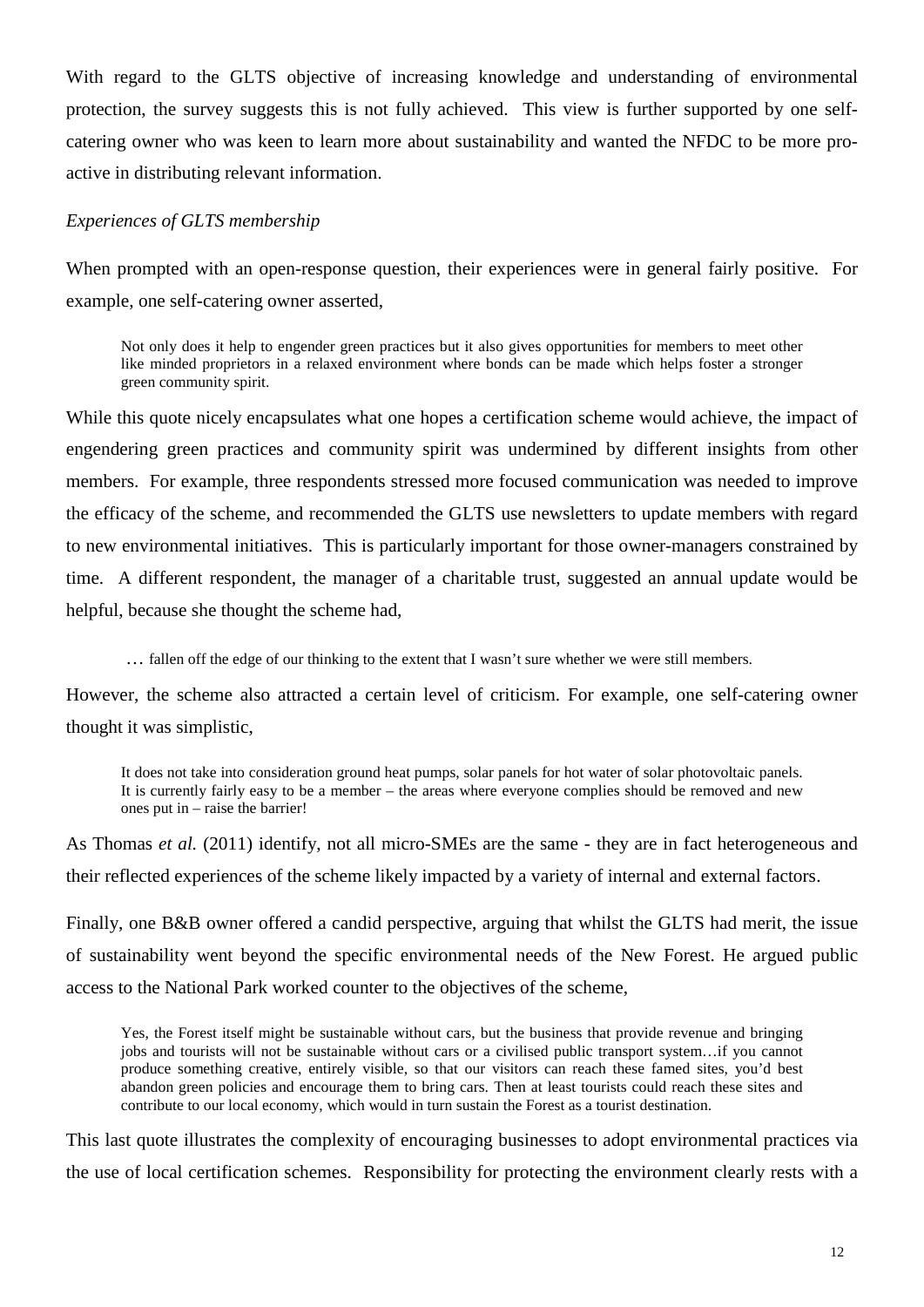With regard to the GLTS objective of increasing knowledge and understanding of environmental protection, the survey suggests this is not fully achieved. This view is further supported by one self-catering owner who was keen to learn more about sustainability and wanted the NFDC to be more pro-active in distributing relevant information.

*Experiences of GLTS membership*

When prompted with an open-response question, their experiences were in general fairly positive. For example, one self-catering owner asserted,

> Not only does it help to engender green practices but it also gives opportunities for members to meet other like minded proprietors in a relaxed environment where bonds can be made which helps foster a stronger green community spirit.

While this quote nicely encapsulates what one hopes a certification scheme would achieve, the impact of engendering green practices and community spirit was undermined by different insights from other members. For example, three respondents stressed more focused communication was needed to improve the efficacy of the scheme, and recommended the GLTS use newsletters to update members with regard to new environmental initiatives. This is particularly important for those owner-managers constrained by time. A different respondent, the manager of a charitable trust, suggested an annual update would be helpful, because she thought the scheme had,

> … fallen off the edge of our thinking to the extent that I wasn't sure whether we were still members.

However, the scheme also attracted a certain level of criticism. For example, one self-catering owner thought it was simplistic,

> It does not take into consideration ground heat pumps, solar panels for hot water of solar photovoltaic panels. It is currently fairly easy to be a member – the areas where everyone complies should be removed and new ones put in – raise the barrier!

As Thomas *et al.* (2011) identify, not all micro-SMEs are the same - they are in fact heterogeneous and their reflected experiences of the scheme likely impacted by a variety of internal and external factors.

Finally, one B&B owner offered a candid perspective, arguing that whilst the GLTS had merit, the issue of sustainability went beyond the specific environmental needs of the New Forest. He argued public access to the National Park worked counter to the objectives of the scheme,

> Yes, the Forest itself might be sustainable without cars, but the business that provide revenue and bringing jobs and tourists will not be sustainable without cars or a civilised public transport system…if you cannot produce something creative, entirely visible, so that our visitors can reach these famed sites, you'd best abandon green policies and encourage them to bring cars. Then at least tourists could reach these sites and contribute to our local economy, which would in turn sustain the Forest as a tourist destination.

This last quote illustrates the complexity of encouraging businesses to adopt environmental practices via the use of local certification schemes. Responsibility for protecting the environment clearly rests with a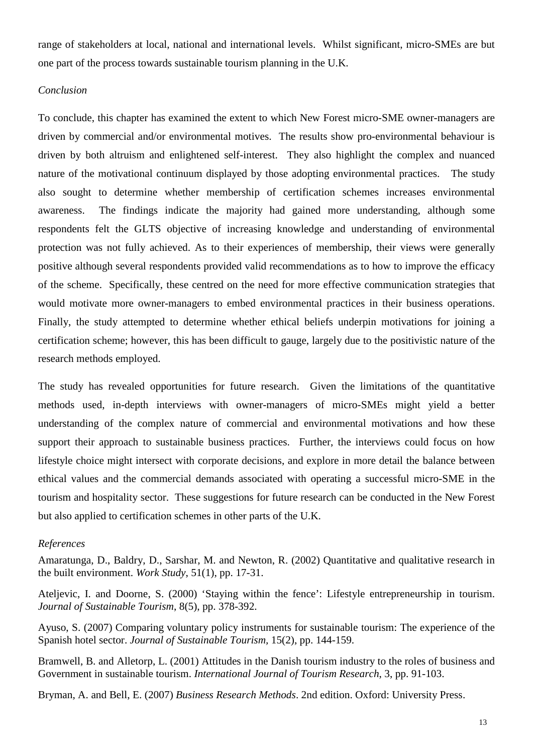range of stakeholders at local, national and international levels. Whilst significant, micro-SMEs are but one part of the process towards sustainable tourism planning in the U.K.

*Conclusion*

To conclude, this chapter has examined the extent to which New Forest micro-SME owner-managers are driven by commercial and/or environmental motives. The results show pro-environmental behaviour is driven by both altruism and enlightened self-interest. They also highlight the complex and nuanced nature of the motivational continuum displayed by those adopting environmental practices. The study also sought to determine whether membership of certification schemes increases environmental awareness. The findings indicate the majority had gained more understanding, although some respondents felt the GLTS objective of increasing knowledge and understanding of environmental protection was not fully achieved. As to their experiences of membership, their views were generally positive although several respondents provided valid recommendations as to how to improve the efficacy of the scheme. Specifically, these centred on the need for more effective communication strategies that would motivate more owner-managers to embed environmental practices in their business operations. Finally, the study attempted to determine whether ethical beliefs underpin motivations for joining a certification scheme; however, this has been difficult to gauge, largely due to the positivistic nature of the research methods employed.

The study has revealed opportunities for future research. Given the limitations of the quantitative methods used, in-depth interviews with owner-managers of micro-SMEs might yield a better understanding of the complex nature of commercial and environmental motivations and how these support their approach to sustainable business practices. Further, the interviews could focus on how lifestyle choice might intersect with corporate decisions, and explore in more detail the balance between ethical values and the commercial demands associated with operating a successful micro-SME in the tourism and hospitality sector. These suggestions for future research can be conducted in the New Forest but also applied to certification schemes in other parts of the U.K.

*References*

Amaratunga, D., Baldry, D., Sarshar, M. and Newton, R. (2002) Quantitative and qualitative research in the built environment. *Work Study*, 51(1), pp. 17-31.

Ateljevic, I. and Doorne, S. (2000) 'Staying within the fence': Lifestyle entrepreneurship in tourism. *Journal of Sustainable Tourism*, 8(5), pp. 378-392.

Ayuso, S. (2007) Comparing voluntary policy instruments for sustainable tourism: The experience of the Spanish hotel sector. *Journal of Sustainable Tourism*, 15(2), pp. 144-159.

Bramwell, B. and Alletorp, L. (2001) Attitudes in the Danish tourism industry to the roles of business and Government in sustainable tourism. *International Journal of Tourism Research*, 3, pp. 91-103.

Bryman, A. and Bell, E. (2007) *Business Research Methods*. 2nd edition. Oxford: University Press.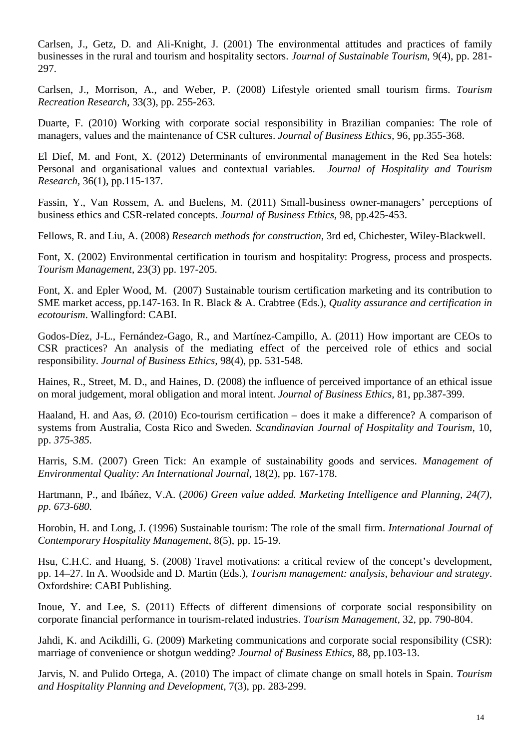Carlsen, J., Getz, D. and Ali-Knight, J. (2001) The environmental attitudes and practices of family businesses in the rural and tourism and hospitality sectors. *Journal of Sustainable Tourism*, 9(4), pp. 281-297.

Carlsen, J., Morrison, A., and Weber, P. (2008) Lifestyle oriented small tourism firms. *Tourism Recreation Research*, 33(3), pp. 255-263.

Duarte, F. (2010) Working with corporate social responsibility in Brazilian companies: The role of managers, values and the maintenance of CSR cultures. *Journal of Business Ethics*, 96, pp.355-368.

El Dief, M. and Font, X. (2012) Determinants of environmental management in the Red Sea hotels: Personal and organisational values and contextual variables. *Journal of Hospitality and Tourism Research*, 36(1), pp.115-137.

Fassin, Y., Van Rossem, A. and Buelens, M. (2011) Small-business owner-managers' perceptions of business ethics and CSR-related concepts. *Journal of Business Ethics*, 98, pp.425-453.

Fellows, R. and Liu, A. (2008) *Research methods for construction*, 3rd ed, Chichester, Wiley-Blackwell.

Font, X. (2002) Environmental certification in tourism and hospitality: Progress, process and prospects. *Tourism Management*, 23(3) pp. 197-205.

Font, X. and Epler Wood, M. (2007) Sustainable tourism certification marketing and its contribution to SME market access, pp.147-163. In R. Black & A. Crabtree (Eds.), *Quality assurance and certification in ecotourism*. Wallingford: CABI.

Godos-Díez, J-L., Fernández-Gago, R., and Martínez-Campillo, A. (2011) How important are CEOs to CSR practices? An analysis of the mediating effect of the perceived role of ethics and social responsibility. *Journal of Business Ethics*, 98(4), pp. 531-548.

Haines, R., Street, M. D., and Haines, D. (2008) the influence of perceived importance of an ethical issue on moral judgement, moral obligation and moral intent. *Journal of Business Ethics*, 81, pp.387-399.

Haaland, H. and Aas, Ø. (2010) Eco-tourism certification – does it make a difference? A comparison of systems from Australia, Costa Rico and Sweden. *Scandinavian Journal of Hospitality and Tourism*, 10, pp. *375-385.*

Harris, S.M. (2007) Green Tick: An example of sustainability goods and services. *Management of Environmental Quality: An International Journal*, 18(2), pp. 167-178.

Hartmann, P., and Ibáñez, V.A. (*2006) Green value added. Marketing Intelligence and Planning, 24(7), pp. 673-680.*

Horobin, H. and Long, J. (1996) Sustainable tourism: The role of the small firm. *International Journal of Contemporary Hospitality Management*, 8(5), pp. 15-19.

Hsu, C.H.C. and Huang, S. (2008) Travel motivations: a critical review of the concept's development, pp. 14–27. In A. Woodside and D. Martin (Eds.), *Tourism management: analysis, behaviour and strategy*. Oxfordshire: CABI Publishing.

Inoue, Y. and Lee, S. (2011) Effects of different dimensions of corporate social responsibility on corporate financial performance in tourism-related industries. *Tourism Management*, 32, pp. 790-804.

Jahdi, K. and Acikdilli, G. (2009) Marketing communications and corporate social responsibility (CSR): marriage of convenience or shotgun wedding? *Journal of Business Ethics*, 88, pp.103-13.

Jarvis, N. and Pulido Ortega, A. (2010) The impact of climate change on small hotels in Spain. *Tourism and Hospitality Planning and Development*, 7(3), pp. 283-299.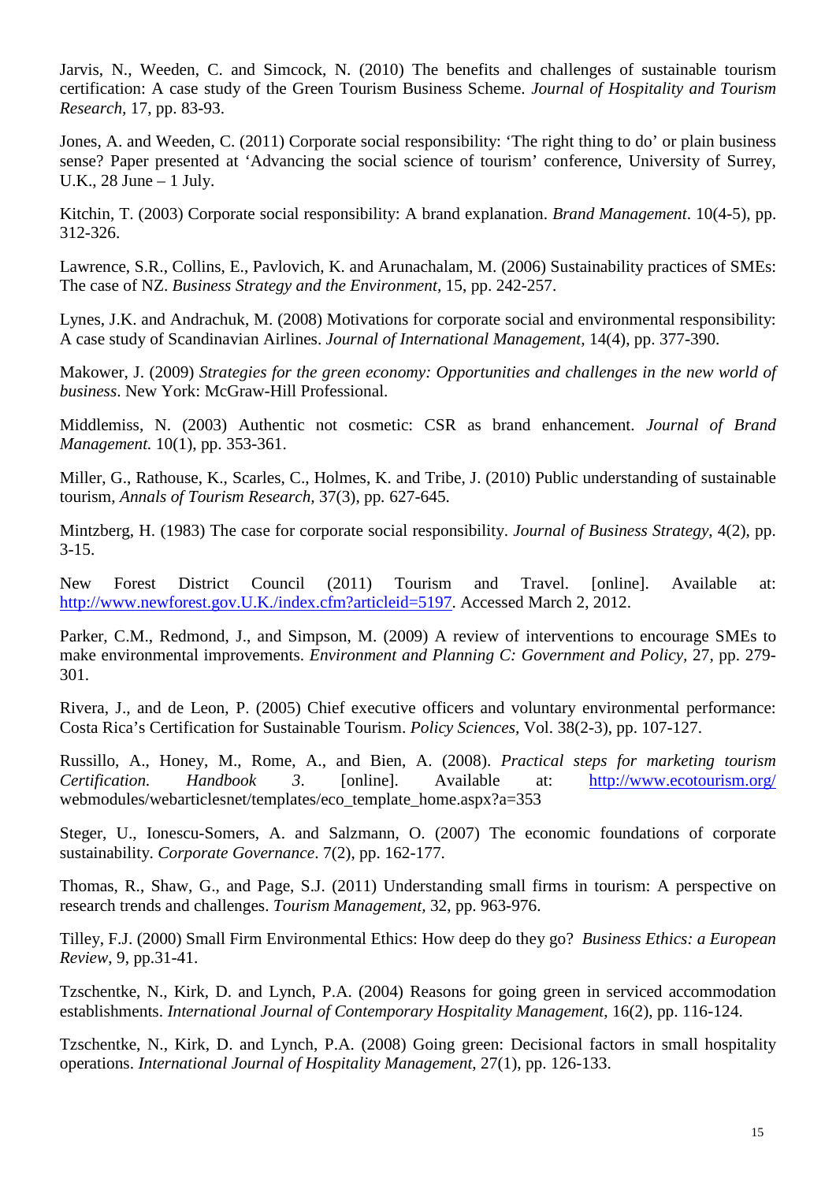Jarvis, N., Weeden, C. and Simcock, N. (2010) The benefits and challenges of sustainable tourism certification: A case study of the Green Tourism Business Scheme. *Journal of Hospitality and Tourism Research*, 17, pp. 83-93.

Jones, A. and Weeden, C. (2011) Corporate social responsibility: 'The right thing to do' or plain business sense? Paper presented at 'Advancing the social science of tourism' conference, University of Surrey, U.K., 28 June – 1 July.

Kitchin, T. (2003) Corporate social responsibility: A brand explanation. *Brand Management*. 10(4-5), pp. 312-326.

Lawrence, S.R., Collins, E., Pavlovich, K. and Arunachalam, M. (2006) Sustainability practices of SMEs: The case of NZ. *Business Strategy and the Environment*, 15, pp. 242-257.

Lynes, J.K. and Andrachuk, M. (2008) Motivations for corporate social and environmental responsibility: A case study of Scandinavian Airlines. *Journal of International Management*, 14(4), pp. 377-390.

Makower, J. (2009) *Strategies for the green economy: Opportunities and challenges in the new world of business*. New York: McGraw-Hill Professional.

Middlemiss, N. (2003) Authentic not cosmetic: CSR as brand enhancement. *Journal of Brand Management.* 10(1), pp. 353-361.

Miller, G., Rathouse, K., Scarles, C., Holmes, K. and Tribe, J. (2010) Public understanding of sustainable tourism, *Annals of Tourism Research*, 37(3), pp. 627-645.

Mintzberg, H. (1983) The case for corporate social responsibility. *Journal of Business Strategy*, 4(2), pp. 3-15.

New Forest District Council (2011) Tourism and Travel. [online]. Available at: http://www.newforest.gov.U.K./index.cfm?articleid=5197. Accessed March 2, 2012.

Parker, C.M., Redmond, J., and Simpson, M. (2009) A review of interventions to encourage SMEs to make environmental improvements. *Environment and Planning C: Government and Policy*, 27, pp. 279-301.

Rivera, J., and de Leon, P. (2005) Chief executive officers and voluntary environmental performance: Costa Rica's Certification for Sustainable Tourism. *Policy Sciences*, Vol. 38(2-3), pp. 107-127.

Russillo, A., Honey, M., Rome, A., and Bien, A. (2008). *Practical steps for marketing tourism Certification. Handbook 3*. [online]. Available at: http://www.ecotourism.org/webmodules/webarticlesnet/templates/eco_template_home.aspx?a=353

Steger, U., Ionescu-Somers, A. and Salzmann, O. (2007) The economic foundations of corporate sustainability. *Corporate Governance*. 7(2), pp. 162-177.

Thomas, R., Shaw, G., and Page, S.J. (2011) Understanding small firms in tourism: A perspective on research trends and challenges. *Tourism Management*, 32, pp. 963-976.

Tilley, F.J. (2000) Small Firm Environmental Ethics: How deep do they go? *Business Ethics: a European Review*, 9, pp.31-41.

Tzschentke, N., Kirk, D. and Lynch, P.A. (2004) Reasons for going green in serviced accommodation establishments. *International Journal of Contemporary Hospitality Management*, 16(2), pp. 116-124.

Tzschentke, N., Kirk, D. and Lynch, P.A. (2008) Going green: Decisional factors in small hospitality operations. *International Journal of Hospitality Management*, 27(1), pp. 126-133.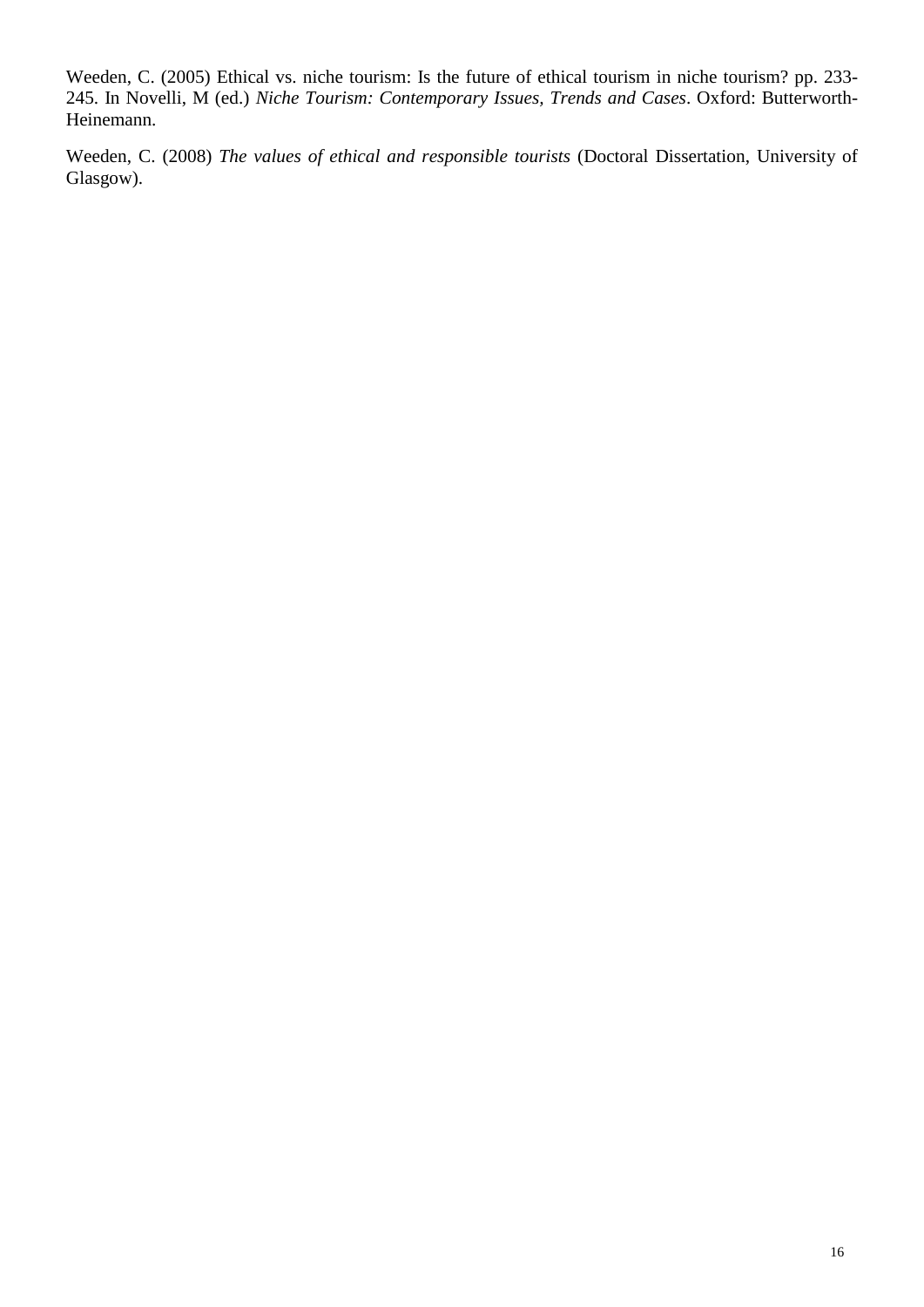Weeden, C. (2005) Ethical vs. niche tourism: Is the future of ethical tourism in niche tourism? pp. 233-245. In Novelli, M (ed.) *Niche Tourism: Contemporary Issues, Trends and Cases*. Oxford: Butterworth-Heinemann.

Weeden, C. (2008) *The values of ethical and responsible tourists* (Doctoral Dissertation, University of Glasgow).